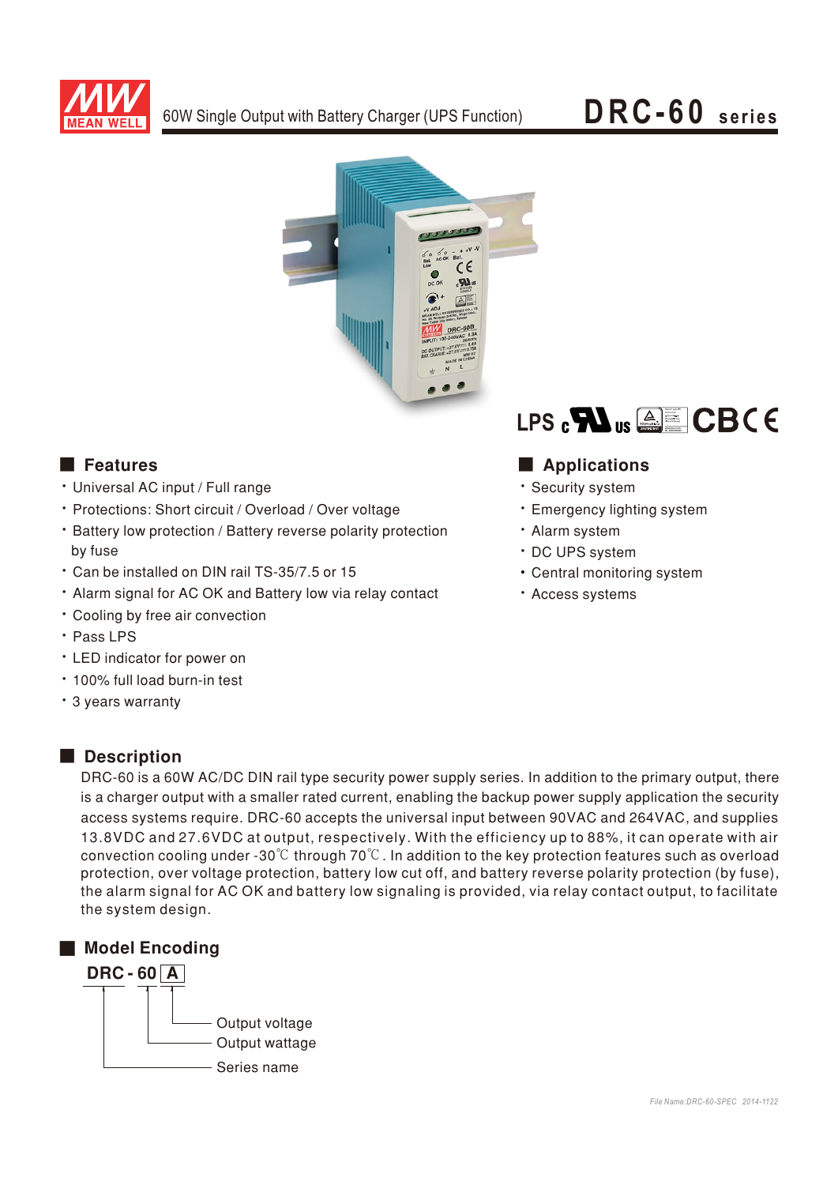# DRC-60 series

60W Single Output with Battery Charger (UPS Function)

LPS

## Features

- Universal AC input / Full range
- Protections: Short circuit / Overload / Over voltage
- Battery low protection / Battery reverse polarity protection by fuse
- Can be installed on DIN rail TS-35/7.5 or 15
- Alarm signal for AC OK and Battery low via relay contact
- Cooling by free air convection
- Pass LPS
- LED indicator for power on
- 100% full load burn-in test
- 3 years warranty

## Applications

- Security system
- Emergency lighting system
- Alarm system
- DC UPS system
- Central monitoring system
- Access systems

## Description

DRC-60 is a 60W AC/DC DIN rail type security power supply series. In addition to the primary output, there is a charger output with a smaller rated current, enabling the backup power supply application the security access systems require. DRC-60 accepts the universal input between 90VAC and 264VAC, and supplies 13.8VDC and 27.6VDC at output, respectively. With the efficiency up to 88%, it can operate with air convection cooling under -30℃ through 70℃. In addition to the key protection features such as overload protection, over voltage protection, battery low cut off, and battery reverse polarity protection (by fuse), the alarm signal for AC OK and battery low signaling is provided, via relay contact output, to facilitate the system design.

## Model Encoding

**DRC - 60 A**

- A: Output voltage
- 60: Output wattage
- DRC: Series name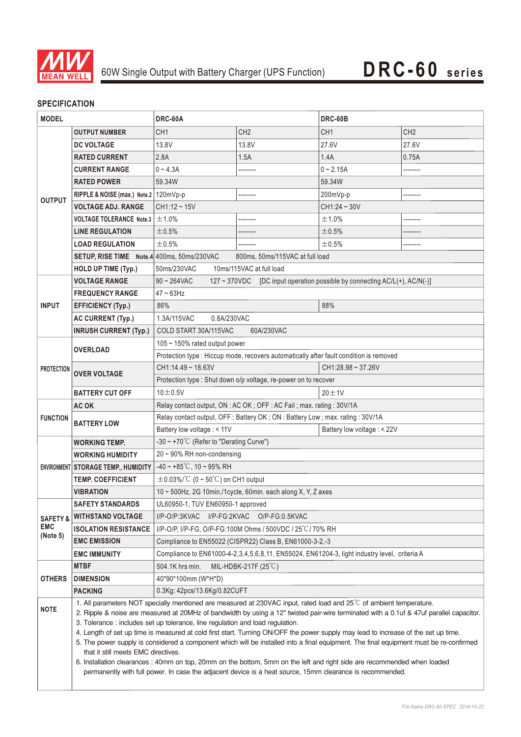60W Single Output with Battery Charger (UPS Function)

# DRC-60 series

## SPECIFICATION

| MODEL | | DRC-60A | | DRC-60B | |
|---|---|---|---|---|---|
| OUTPUT | OUTPUT NUMBER | CH1 | CH2 | CH1 | CH2 |
| | DC VOLTAGE | 13.8V | 13.8V | 27.6V | 27.6V |
| | RATED CURRENT | 2.8A | 1.5A | 1.4A | 0.75A |
| | CURRENT RANGE | 0 ~ 4.3A | -------- | 0 ~ 2.15A | -------- |
| | RATED POWER | 59.34W | | 59.34W | |
| | RIPPLE & NOISE (max.) Note.2 | 120mVp-p | -------- | 200mVp-p | -------- |
| | VOLTAGE ADJ. RANGE | CH1:12 ~ 15V | | CH1:24 ~ 30V | |
| | VOLTAGE TOLERANCE Note.3 | ±1.0% | -------- | ±1.0% | -------- |
| | LINE REGULATION | ±0.5% | -------- | ±0.5% | -------- |
| | LOAD REGULATION | ±0.5% | -------- | ±0.5% | -------- |
| | SETUP, RISE TIME Note.4 | 400ms, 50ms/230VAC 800ms, 50ms/115VAC at full load | | | |
| | HOLD UP TIME (Typ.) | 50ms/230VAC 10ms/115VAC at full load | | | |
| INPUT | VOLTAGE RANGE | 90 ~ 264VAC 127 ~ 370VDC [DC input operation possible by connecting AC/L(+), AC/N(-)] | | | |
| | FREQUENCY RANGE | 47 ~ 63Hz | | | |
| | EFFICIENCY (Typ.) | 86% | | 88% | |
| | AC CURRENT (Typ.) | 1.3A/115VAC 0.8A/230VAC | | | |
| | INRUSH CURRENT (Typ.) | COLD START 30A/115VAC 60A/230VAC | | | |
| PROTECTION | OVERLOAD | 105 ~ 150% rated output power | | | |
| | | Protection type : Hiccup mode, recovers automatically after fault condition is removed | | | |
| | OVER VOLTAGE | CH1:14.49 ~ 18.63V | | CH1:28.98 ~ 37.26V | |
| | | Protection type : Shut down o/p voltage, re-power on to recover | | | |
| | BATTERY CUT OFF | 10±0.5V | | 20±1V | |
| FUNCTION | AC OK | Relay contact output, ON : AC OK ; OFF : AC Fail ; max. rating : 30V/1A | | | |
| | BATTERY LOW | Relay contact output, OFF : Battery OK ; ON : Battery Low ; max. rating : 30V/1A | | | |
| | | Battery low voltage : < 11V | | Battery low voltage : < 22V | |
| ENVIRONMENT | WORKING TEMP. | -30 ~ +70℃ (Refer to "Derating Curve") | | | |
| | WORKING HUMIDITY | 20 ~ 90% RH non-condensing | | | |
| | STORAGE TEMP., HUMIDITY | -40 ~ +85℃, 10 ~ 95% RH | | | |
| | TEMP. COEFFICIENT | ±0.03%/℃ (0 ~ 50℃) on CH1 output | | | |
| | VIBRATION | 10 ~ 500Hz, 2G 10min./1cycle, 60min. each along X, Y, Z axes | | | |
| SAFETY & EMC (Note 5) | SAFETY STANDARDS | UL60950-1, TUV EN60950-1 approved | | | |
| | WITHSTAND VOLTAGE | I/P-O/P:3KVAC I/P-FG:2KVAC O/P-FG:0.5KVAC | | | |
| | ISOLATION RESISTANCE | I/P-O/P, I/P-FG, O/P-FG:100M Ohms / 500VDC / 25℃/ 70% RH | | | |
| | EMC EMISSION | Compliance to EN55022 (CISPR22) Class B, EN61000-3-2,-3 | | | |
| | EMC IMMUNITY | Compliance to EN61000-4-2,3,4,5,6,8,11, EN55024, EN61204-3, light industry level, criteria A | | | |
| OTHERS | MTBF | 504.1K hrs min. MIL-HDBK-217F (25℃) | | | |
| | DIMENSION | 40\*90\*100mm (W\*H\*D) | | | |
| | PACKING | 0.3Kg; 42pcs/13.6Kg/0.82CUFT | | | |

**NOTE**

1. All parameters NOT specially mentioned are measured at 230VAC input, rated load and 25℃ of ambient temperature.
2. Ripple & noise are measured at 20MHz of bandwidth by using a 12" twisted pair-wire terminated with a 0.1uf & 47uf parallel capacitor.
3. Tolerance : includes set up tolerance, line regulation and load regulation.
4. Length of set up time is measured at cold first start. Turning ON/OFF the power supply may lead to increase of the set up time.
5. The power supply is considered a component which will be installed into a final equipment. The final equipment must be re-confirmed that it still meets EMC directives.
6. Installation clearances : 40mm on top, 20mm on the bottom, 5mm on the left and right side are recommended when loaded permanently with full power. In case the adjacent device is a heat source, 15mm clearance is recommended.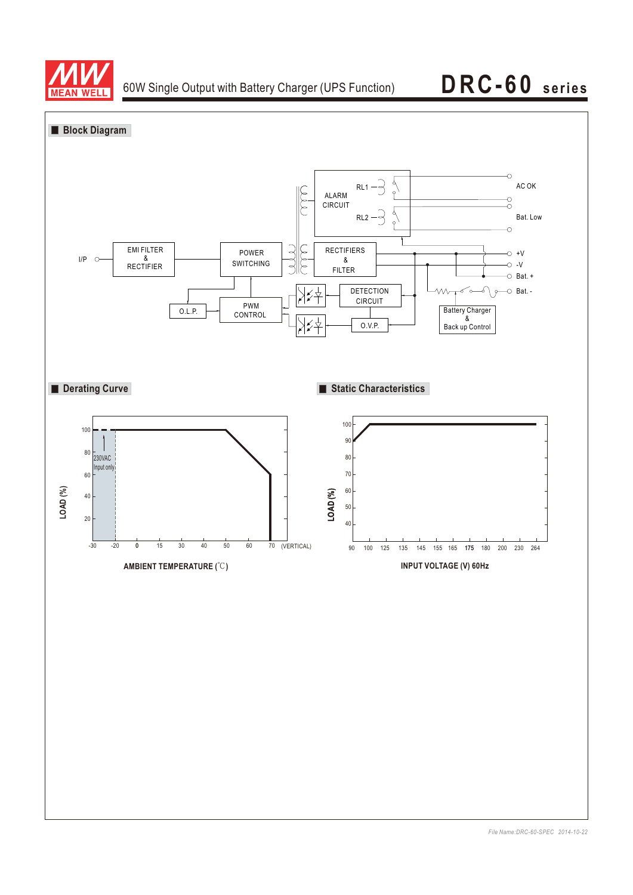## Block Diagram

I/P → EMI FILTER & RECTIFIER → POWER SWITCHING → RECTIFIERS & FILTER → +V, -V, Bat. +, Bat. -

ALARM CIRCUIT (RL1 → AC OK; RL2 → Bat. Low)

O.L.P., PWM CONTROL, DETECTION CIRCUIT, O.V.P., Battery Charger & Back up Control

## Derating Curve

LOAD (%)

100, 80, 60, 40, 20

230VAC Input only

-30, -20, 0, 15, 30, 40, 50, 60, 70 (VERTICAL)

AMBIENT TEMPERATURE (℃)

## Static Characteristics

LOAD (%)

100, 90, 80, 70, 60, 50, 40

90, 100, 125, 135, 145, 155, 165, 175, 180, 200, 230, 264

INPUT VOLTAGE (V) 60Hz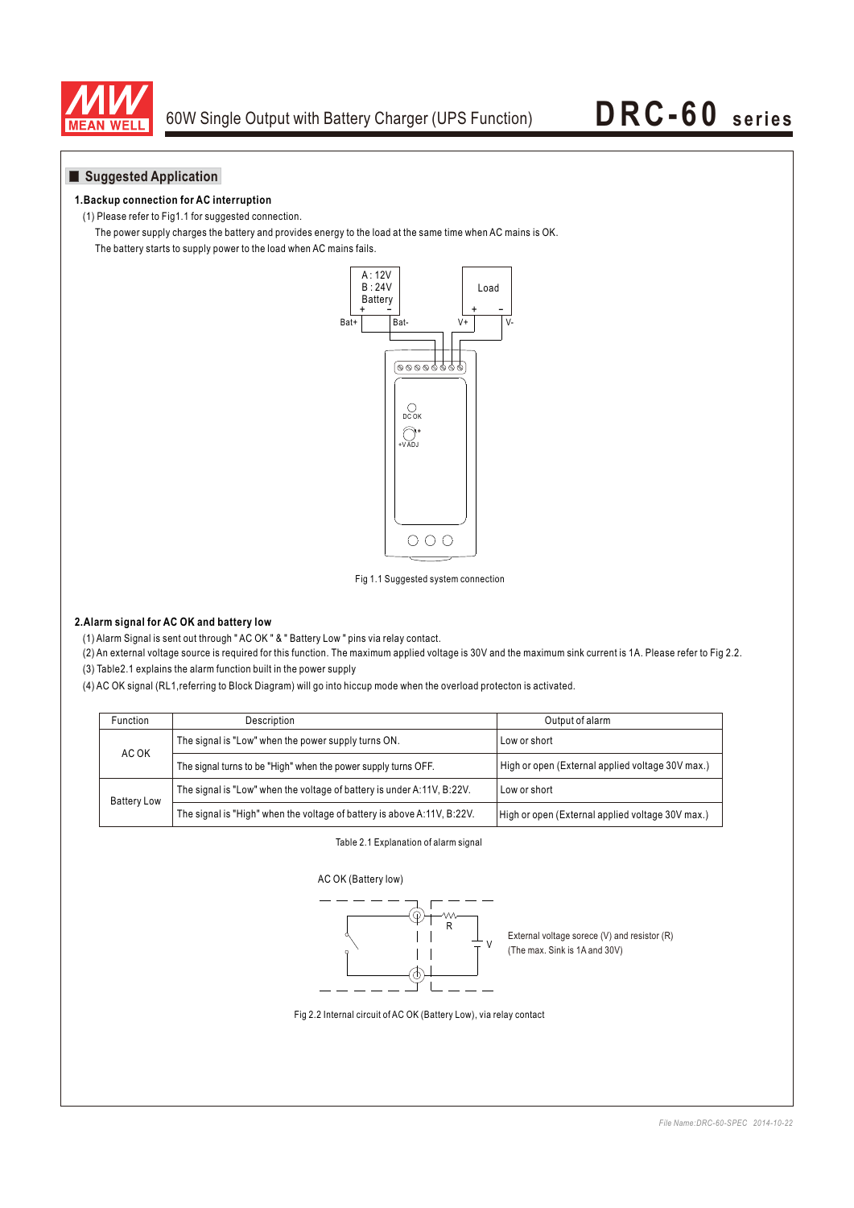## Suggested Application

**1.Backup connection for AC interruption**

(1) Please refer to Fig1.1 for suggested connection.

The power supply charges the battery and provides energy to the load at the same time when AC mains is OK.

The battery starts to supply power to the load when AC mains fails.

Fig 1.1 Suggested system connection

**2.Alarm signal for AC OK and battery low**

(1) Alarm Signal is sent out through " AC OK " & " Battery Low " pins via relay contact.

(2) An external voltage source is required for this function. The maximum applied voltage is 30V and the maximum sink current is 1A. Please refer to Fig 2.2.

(3) Table2.1 explains the alarm function built in the power supply

(4) AC OK signal (RL1,referring to Block Diagram) will go into hiccup mode when the overload protecton is activated.

| Function | Description | Output of alarm |
|---|---|---|
| AC OK | The signal is "Low" when the power supply turns ON. | Low or short |
| | The signal turns to be "High" when the power supply turns OFF. | High or open (External applied voltage 30V max.) |
| Battery Low | The signal is "Low" when the voltage of battery is under A:11V, B:22V. | Low or short |
| | The signal is "High" when the voltage of battery is above A:11V, B:22V. | High or open (External applied voltage 30V max.) |

Table 2.1 Explanation of alarm signal

AC OK (Battery low)

External voltage sorece (V) and resistor (R)
(The max. Sink is 1A and 30V)

Fig 2.2 Internal circuit of AC OK (Battery Low), via relay contact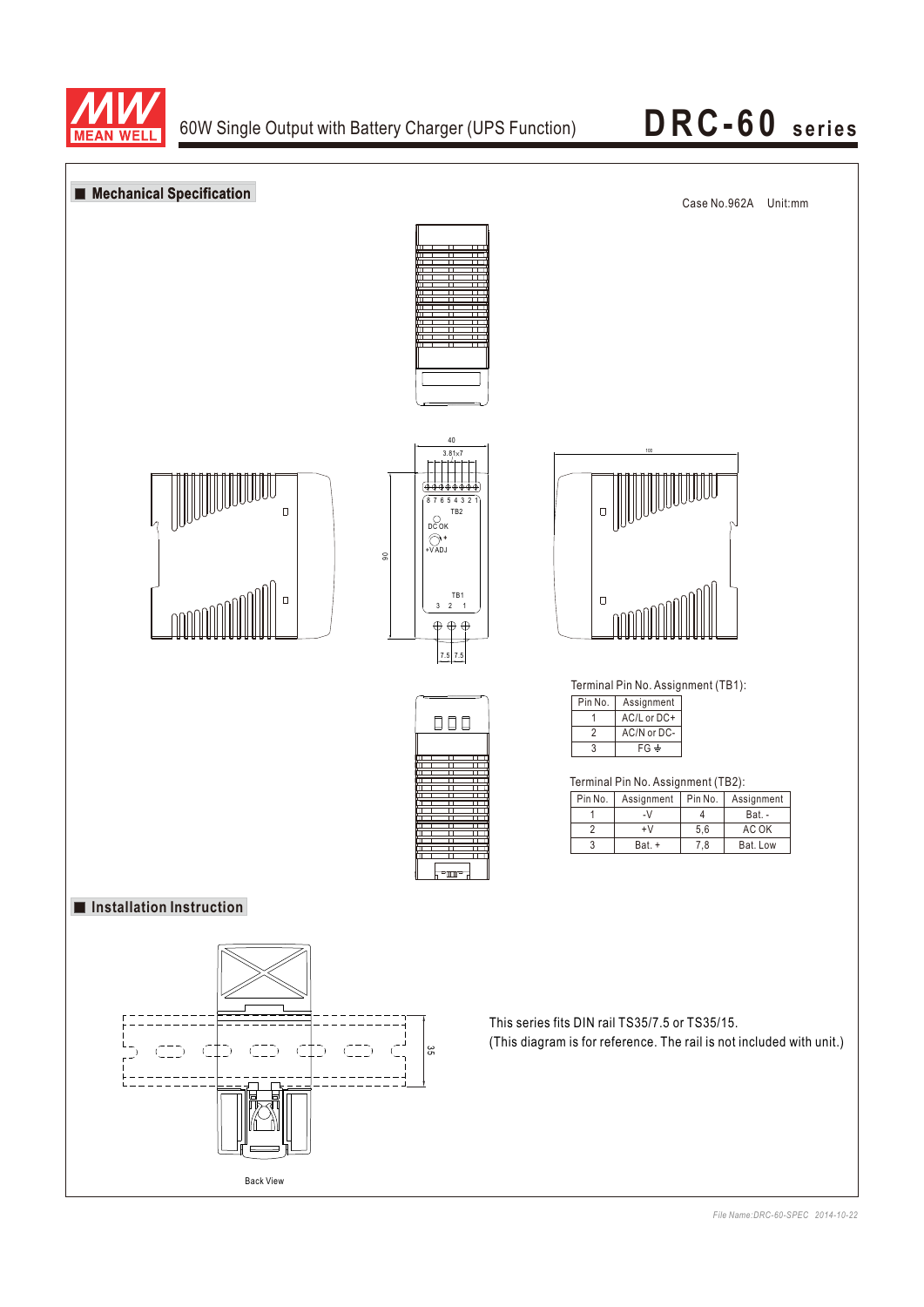## Mechanical Specification

Case No.962A Unit:mm

40

3.81x7

8 7 6 5 4 3 2 1

TB2

DC OK

+V ADJ

TB1

3 2 1

90

7.5 7.5

100

Terminal Pin No. Assignment (TB1):

| Pin No. | Assignment |
|---|---|
| 1 | AC/L or DC+ |
| 2 | AC/N or DC- |
| 3 | FG ⏚ |

Terminal Pin No. Assignment (TB2):

| Pin No. | Assignment | Pin No. | Assignment |
|---|---|---|---|
| 1 | -V | 4 | Bat. - |
| 2 | +V | 5,6 | AC OK |
| 3 | Bat. + | 7,8 | Bat. Low |

## Installation Instruction

35

Back View

This series fits DIN rail TS35/7.5 or TS35/15.
(This diagram is for reference. The rail is not included with unit.)